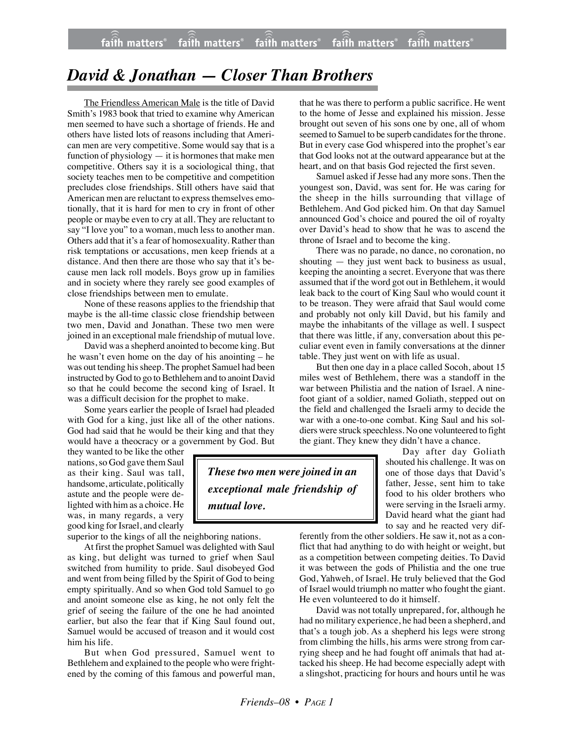# *David & Jonathan — Closer Than Brothers*

The Friendless American Male is the title of David Smith's 1983 book that tried to examine why many American men seemed to have such a shortage of friends. He and others have listed lots of reasons including that American men are very competitive. Some would say that is a function of physiology — it is hormones that make men competitive. Others say it is a sociological thing, that society teaches men to be competitive and competition precludes close friendships. Still others have said that American men are reluctant to express themselves emotionally, that it is hard for men to cry in front of other people or maybe even to cry at all. They are reluctant to say "I love you" to a woman, much less to another man. Others add that it's a fear of homosexuality. Rather than risk temptations or accusations, men keep friends at a distance. And then there are those who say that it's because men lack roll models. Boys grow up in families and in society where they rarely see good examples of close friendships between men to emulate.

None of these reasons applies to the friendship that maybe is the all-time classic close friendship between two men, David and Jonathan. These two men were joined in an exceptional male friendship of mutual love.

David was a shepherd anointed to become king. But he wasn't even home on the day of his anointing – he was out tending his sheep. The prophet Samuel had been instructed by God to go to Bethlehem and to anoint David so that he could become the second king of Israel. It was a difficult decision for the prophet to make.

Some years earlier the people of Israel had pleaded with God for a king, just like all of the other nations. God had said that he would be their king and that they would have a theocracy or a government by God. But they wanted to be like the other nations, so God gave them Saul as their king. Saul was tall, handsome, articulate, politically astute and the people were delighted with him as a choice. He was, in many regards, a very good king for Israel, and clearly superior to the kings of all the neighboring nations.

> ***These two men were joined in an exceptional male friendship of mutual love.***

At first the prophet Samuel was delighted with Saul as king, but delight was turned to grief when Saul switched from humility to pride. Saul disobeyed God and went from being filled by the Spirit of God to being empty spiritually. And so when God told Samuel to go and anoint someone else as king, he not only felt the grief of seeing the failure of the one he had anointed earlier, but also the fear that if King Saul found out, Samuel would be accused of treason and it would cost him his life.

But when God pressured, Samuel went to Bethlehem and explained to the people who were frightened by the coming of this famous and powerful man, that he was there to perform a public sacrifice. He went to the home of Jesse and explained his mission. Jesse brought out seven of his sons one by one, all of whom seemed to Samuel to be superb candidates for the throne. But in every case God whispered into the prophet's ear that God looks not at the outward appearance but at the heart, and on that basis God rejected the first seven.

Samuel asked if Jesse had any more sons. Then the youngest son, David, was sent for. He was caring for the sheep in the hills surrounding that village of Bethlehem. And God picked him. On that day Samuel announced God's choice and poured the oil of royalty over David's head to show that he was to ascend the throne of Israel and to become the king.

There was no parade, no dance, no coronation, no shouting — they just went back to business as usual, keeping the anointing a secret. Everyone that was there assumed that if the word got out in Bethlehem, it would leak back to the court of King Saul who would count it to be treason. They were afraid that Saul would come and probably not only kill David, but his family and maybe the inhabitants of the village as well. I suspect that there was little, if any, conversation about this peculiar event even in family conversations at the dinner table. They just went on with life as usual.

But then one day in a place called Socoh, about 15 miles west of Bethlehem, there was a standoff in the war between Philistia and the nation of Israel. A nine-foot giant of a soldier, named Goliath, stepped out on the field and challenged the Israeli army to decide the war with a one-to-one combat. King Saul and his soldiers were struck speechless. No one volunteered to fight the giant. They knew they didn't have a chance.

Day after day Goliath shouted his challenge. It was on one of those days that David's father, Jesse, sent him to take food to his older brothers who were serving in the Israeli army. David heard what the giant had to say and he reacted very differently from the other soldiers. He saw it, not as a conflict that had anything to do with height or weight, but as a competition between competing deities. To David it was between the gods of Philistia and the one true God, Yahweh, of Israel. He truly believed that the God of Israel would triumph no matter who fought the giant. He even volunteered to do it himself.

David was not totally unprepared, for, although he had no military experience, he had been a shepherd, and that's a tough job. As a shepherd his legs were strong from climbing the hills, his arms were strong from carrying sheep and he had fought off animals that had attacked his sheep. He had become especially adept with a slingshot, practicing for hours and hours until he was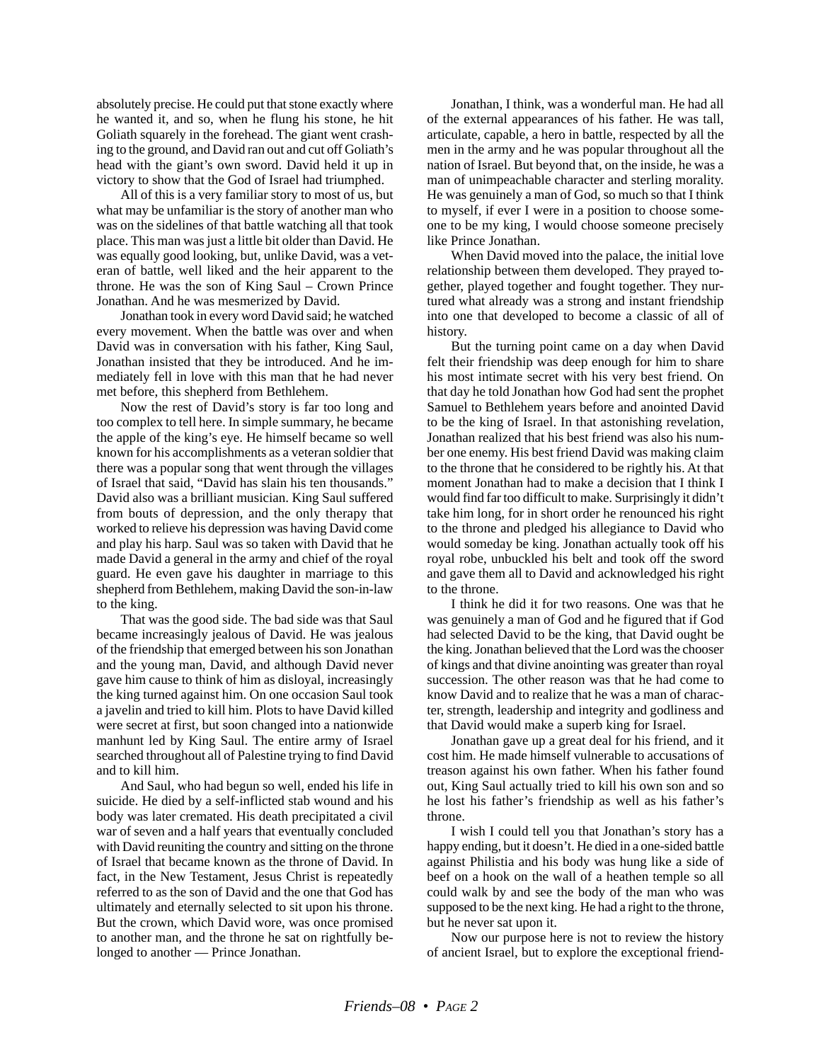absolutely precise. He could put that stone exactly where he wanted it, and so, when he flung his stone, he hit Goliath squarely in the forehead. The giant went crashing to the ground, and David ran out and cut off Goliath's head with the giant's own sword. David held it up in victory to show that the God of Israel had triumphed.

All of this is a very familiar story to most of us, but what may be unfamiliar is the story of another man who was on the sidelines of that battle watching all that took place. This man was just a little bit older than David. He was equally good looking, but, unlike David, was a veteran of battle, well liked and the heir apparent to the throne. He was the son of King Saul – Crown Prince Jonathan. And he was mesmerized by David.

Jonathan took in every word David said; he watched every movement. When the battle was over and when David was in conversation with his father, King Saul, Jonathan insisted that they be introduced. And he immediately fell in love with this man that he had never met before, this shepherd from Bethlehem.

Now the rest of David's story is far too long and too complex to tell here. In simple summary, he became the apple of the king's eye. He himself became so well known for his accomplishments as a veteran soldier that there was a popular song that went through the villages of Israel that said, "David has slain his ten thousands." David also was a brilliant musician. King Saul suffered from bouts of depression, and the only therapy that worked to relieve his depression was having David come and play his harp. Saul was so taken with David that he made David a general in the army and chief of the royal guard. He even gave his daughter in marriage to this shepherd from Bethlehem, making David the son-in-law to the king.

That was the good side. The bad side was that Saul became increasingly jealous of David. He was jealous of the friendship that emerged between his son Jonathan and the young man, David, and although David never gave him cause to think of him as disloyal, increasingly the king turned against him. On one occasion Saul took a javelin and tried to kill him. Plots to have David killed were secret at first, but soon changed into a nationwide manhunt led by King Saul. The entire army of Israel searched throughout all of Palestine trying to find David and to kill him.

And Saul, who had begun so well, ended his life in suicide. He died by a self-inflicted stab wound and his body was later cremated. His death precipitated a civil war of seven and a half years that eventually concluded with David reuniting the country and sitting on the throne of Israel that became known as the throne of David. In fact, in the New Testament, Jesus Christ is repeatedly referred to as the son of David and the one that God has ultimately and eternally selected to sit upon his throne. But the crown, which David wore, was once promised to another man, and the throne he sat on rightfully belonged to another — Prince Jonathan.

Jonathan, I think, was a wonderful man. He had all of the external appearances of his father. He was tall, articulate, capable, a hero in battle, respected by all the men in the army and he was popular throughout all the nation of Israel. But beyond that, on the inside, he was a man of unimpeachable character and sterling morality. He was genuinely a man of God, so much so that I think to myself, if ever I were in a position to choose someone to be my king, I would choose someone precisely like Prince Jonathan.

When David moved into the palace, the initial love relationship between them developed. They prayed together, played together and fought together. They nurtured what already was a strong and instant friendship into one that developed to become a classic of all of history.

But the turning point came on a day when David felt their friendship was deep enough for him to share his most intimate secret with his very best friend. On that day he told Jonathan how God had sent the prophet Samuel to Bethlehem years before and anointed David to be the king of Israel. In that astonishing revelation, Jonathan realized that his best friend was also his number one enemy. His best friend David was making claim to the throne that he considered to be rightly his. At that moment Jonathan had to make a decision that I think I would find far too difficult to make. Surprisingly it didn't take him long, for in short order he renounced his right to the throne and pledged his allegiance to David who would someday be king. Jonathan actually took off his royal robe, unbuckled his belt and took off the sword and gave them all to David and acknowledged his right to the throne.

I think he did it for two reasons. One was that he was genuinely a man of God and he figured that if God had selected David to be the king, that David ought be the king. Jonathan believed that the Lord was the chooser of kings and that divine anointing was greater than royal succession. The other reason was that he had come to know David and to realize that he was a man of character, strength, leadership and integrity and godliness and that David would make a superb king for Israel.

Jonathan gave up a great deal for his friend, and it cost him. He made himself vulnerable to accusations of treason against his own father. When his father found out, King Saul actually tried to kill his own son and so he lost his father's friendship as well as his father's throne.

I wish I could tell you that Jonathan's story has a happy ending, but it doesn't. He died in a one-sided battle against Philistia and his body was hung like a side of beef on a hook on the wall of a heathen temple so all could walk by and see the body of the man who was supposed to be the next king. He had a right to the throne, but he never sat upon it.

Now our purpose here is not to review the history of ancient Israel, but to explore the exceptional friend-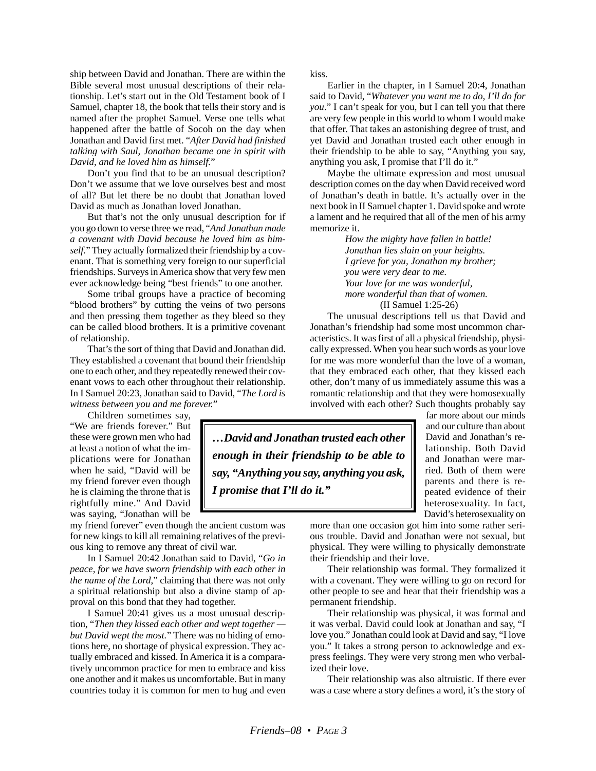ship between David and Jonathan. There are within the Bible several most unusual descriptions of their relationship. Let's start out in the Old Testament book of I Samuel, chapter 18, the book that tells their story and is named after the prophet Samuel. Verse one tells what happened after the battle of Socoh on the day when Jonathan and David first met. "*After David had finished talking with Saul, Jonathan became one in spirit with David, and he loved him as himself.*"

Don't you find that to be an unusual description? Don't we assume that we love ourselves best and most of all? But let there be no doubt that Jonathan loved David as much as Jonathan loved Jonathan.

But that's not the only unusual description for if you go down to verse three we read, "*And Jonathan made a covenant with David because he loved him as himself.*" They actually formalized their friendship by a covenant. That is something very foreign to our superficial friendships. Surveys in America show that very few men ever acknowledge being "best friends" to one another.

Some tribal groups have a practice of becoming "blood brothers" by cutting the veins of two persons and then pressing them together as they bleed so they can be called blood brothers. It is a primitive covenant of relationship.

That's the sort of thing that David and Jonathan did. They established a covenant that bound their friendship one to each other, and they repeatedly renewed their covenant vows to each other throughout their relationship. In I Samuel 20:23, Jonathan said to David, "*The Lord is witness between you and me forever.*"

Children sometimes say, "We are friends forever." But these were grown men who had at least a notion of what the implications were for Jonathan when he said, "David will be my friend forever even though he is claiming the throne that is rightfully mine." And David was saying, "Jonathan will be my friend forever" even though the ancient custom was for new kings to kill all remaining relatives of the previous king to remove any threat of civil war.

In I Samuel 20:42 Jonathan said to David, "*Go in peace, for we have sworn friendship with each other in the name of the Lord,*" claiming that there was not only a spiritual relationship but also a divine stamp of approval on this bond that they had together.

I Samuel 20:41 gives us a most unusual description, "*Then they kissed each other and wept together — but David wept the most.*" There was no hiding of emotions here, no shortage of physical expression. They actually embraced and kissed. In America it is a comparatively uncommon practice for men to embrace and kiss one another and it makes us uncomfortable. But in many countries today it is common for men to hug and even kiss.

Earlier in the chapter, in I Samuel 20:4, Jonathan said to David, "*Whatever you want me to do, I'll do for you*." I can't speak for you, but I can tell you that there are very few people in this world to whom I would make that offer. That takes an astonishing degree of trust, and yet David and Jonathan trusted each other enough in their friendship to be able to say, "Anything you say, anything you ask, I promise that I'll do it."

Maybe the ultimate expression and most unusual description comes on the day when David received word of Jonathan's death in battle. It's actually over in the next book in II Samuel chapter 1. David spoke and wrote a lament and he required that all of the men of his army memorize it.

> *How the mighty have fallen in battle!*
> *Jonathan lies slain on your heights.*
> *I grieve for you, Jonathan my brother;*
> *you were very dear to me.*
> *Your love for me was wonderful,*
> *more wonderful than that of women.*
> (II Samuel 1:25-26)

The unusual descriptions tell us that David and Jonathan's friendship had some most uncommon characteristics. It was first of all a physical friendship, physically expressed. When you hear such words as your love for me was more wonderful than the love of a woman, that they embraced each other, that they kissed each other, don't many of us immediately assume this was a romantic relationship and that they were homosexually involved with each other? Such thoughts probably say far more about our minds and our culture than about David and Jonathan's relationship. Both David and Jonathan were married. Both of them were parents and there is repeated evidence of their heterosexuality. In fact, David's heterosexuality on more than one occasion got him into some rather serious trouble. David and Jonathan were not sexual, but physical. They were willing to physically demonstrate their friendship and their love.

> ***…David and Jonathan trusted each other enough in their friendship to be able to say, "Anything you say, anything you ask, I promise that I'll do it."***

Their relationship was formal. They formalized it with a covenant. They were willing to go on record for other people to see and hear that their friendship was a permanent friendship.

Their relationship was physical, it was formal and it was verbal. David could look at Jonathan and say, "I love you." Jonathan could look at David and say, "I love you." It takes a strong person to acknowledge and express feelings. They were very strong men who verbalized their love.

Their relationship was also altruistic. If there ever was a case where a story defines a word, it's the story of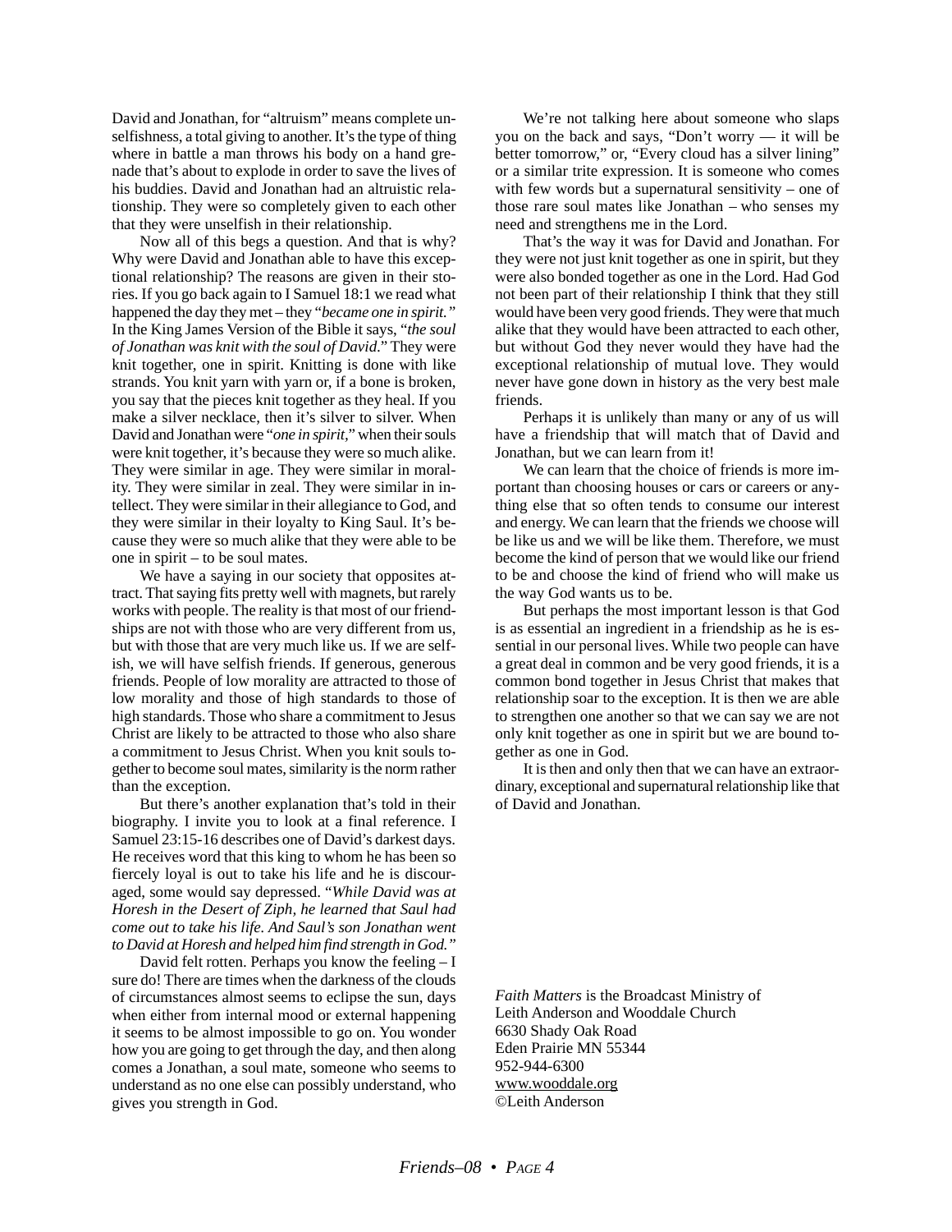David and Jonathan, for "altruism" means complete unselfishness, a total giving to another. It's the type of thing where in battle a man throws his body on a hand grenade that's about to explode in order to save the lives of his buddies. David and Jonathan had an altruistic relationship. They were so completely given to each other that they were unselfish in their relationship.

Now all of this begs a question. And that is why? Why were David and Jonathan able to have this exceptional relationship? The reasons are given in their stories. If you go back again to I Samuel 18:1 we read what happened the day they met – they "*became one in spirit.*" In the King James Version of the Bible it says, "*the soul of Jonathan was knit with the soul of David.*" They were knit together, one in spirit. Knitting is done with like strands. You knit yarn with yarn or, if a bone is broken, you say that the pieces knit together as they heal. If you make a silver necklace, then it's silver to silver. When David and Jonathan were "*one in spirit,*" when their souls were knit together, it's because they were so much alike. They were similar in age. They were similar in morality. They were similar in zeal. They were similar in intellect. They were similar in their allegiance to God, and they were similar in their loyalty to King Saul. It's because they were so much alike that they were able to be one in spirit – to be soul mates.

We have a saying in our society that opposites attract. That saying fits pretty well with magnets, but rarely works with people. The reality is that most of our friendships are not with those who are very different from us, but with those that are very much like us. If we are selfish, we will have selfish friends. If generous, generous friends. People of low morality are attracted to those of low morality and those of high standards to those of high standards. Those who share a commitment to Jesus Christ are likely to be attracted to those who also share a commitment to Jesus Christ. When you knit souls together to become soul mates, similarity is the norm rather than the exception.

But there's another explanation that's told in their biography. I invite you to look at a final reference. I Samuel 23:15-16 describes one of David's darkest days. He receives word that this king to whom he has been so fiercely loyal is out to take his life and he is discouraged, some would say depressed. "*While David was at Horesh in the Desert of Ziph, he learned that Saul had come out to take his life. And Saul's son Jonathan went to David at Horesh and helped him find strength in God.*"

David felt rotten. Perhaps you know the feeling – I sure do! There are times when the darkness of the clouds of circumstances almost seems to eclipse the sun, days when either from internal mood or external happening it seems to be almost impossible to go on. You wonder how you are going to get through the day, and then along comes a Jonathan, a soul mate, someone who seems to understand as no one else can possibly understand, who gives you strength in God.

We're not talking here about someone who slaps you on the back and says, "Don't worry — it will be better tomorrow," or, "Every cloud has a silver lining" or a similar trite expression. It is someone who comes with few words but a supernatural sensitivity – one of those rare soul mates like Jonathan – who senses my need and strengthens me in the Lord.

That's the way it was for David and Jonathan. For they were not just knit together as one in spirit, but they were also bonded together as one in the Lord. Had God not been part of their relationship I think that they still would have been very good friends. They were that much alike that they would have been attracted to each other, but without God they never would they have had the exceptional relationship of mutual love. They would never have gone down in history as the very best male friends.

Perhaps it is unlikely than many or any of us will have a friendship that will match that of David and Jonathan, but we can learn from it!

We can learn that the choice of friends is more important than choosing houses or cars or careers or anything else that so often tends to consume our interest and energy. We can learn that the friends we choose will be like us and we will be like them. Therefore, we must become the kind of person that we would like our friend to be and choose the kind of friend who will make us the way God wants us to be.

But perhaps the most important lesson is that God is as essential an ingredient in a friendship as he is essential in our personal lives. While two people can have a great deal in common and be very good friends, it is a common bond together in Jesus Christ that makes that relationship soar to the exception. It is then we are able to strengthen one another so that we can say we are not only knit together as one in spirit but we are bound together as one in God.

It is then and only then that we can have an extraordinary, exceptional and supernatural relationship like that of David and Jonathan.

*Faith Matters* is the Broadcast Ministry of
Leith Anderson and Wooddale Church
6630 Shady Oak Road
Eden Prairie MN 55344
952-944-6300
www.wooddale.org
©Leith Anderson